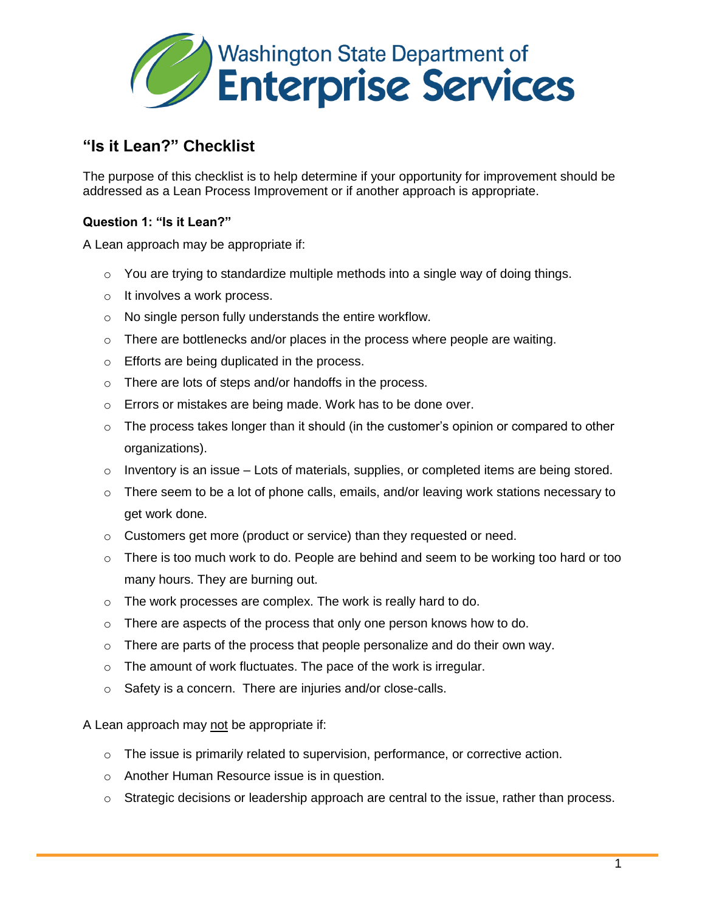Washington State Department of **Enterprise Services**

# "Is it Lean?" Checklist

The purpose of this checklist is to help determine if your opportunity for improvement should be addressed as a Lean Process Improvement or if another approach is appropriate.

**Question 1: "Is it Lean?"**

A Lean approach may be appropriate if:

- You are trying to standardize multiple methods into a single way of doing things.
- It involves a work process.
- No single person fully understands the entire workflow.
- There are bottlenecks and/or places in the process where people are waiting.
- Efforts are being duplicated in the process.
- There are lots of steps and/or handoffs in the process.
- Errors or mistakes are being made. Work has to be done over.
- The process takes longer than it should (in the customer's opinion or compared to other organizations).
- Inventory is an issue – Lots of materials, supplies, or completed items are being stored.
- There seem to be a lot of phone calls, emails, and/or leaving work stations necessary to get work done.
- Customers get more (product or service) than they requested or need.
- There is too much work to do. People are behind and seem to be working too hard or too many hours. They are burning out.
- The work processes are complex. The work is really hard to do.
- There are aspects of the process that only one person knows how to do.
- There are parts of the process that people personalize and do their own way.
- The amount of work fluctuates. The pace of the work is irregular.
- Safety is a concern. There are injuries and/or close-calls.

A Lean approach may <u>not</u> be appropriate if:

- The issue is primarily related to supervision, performance, or corrective action.
- Another Human Resource issue is in question.
- Strategic decisions or leadership approach are central to the issue, rather than process.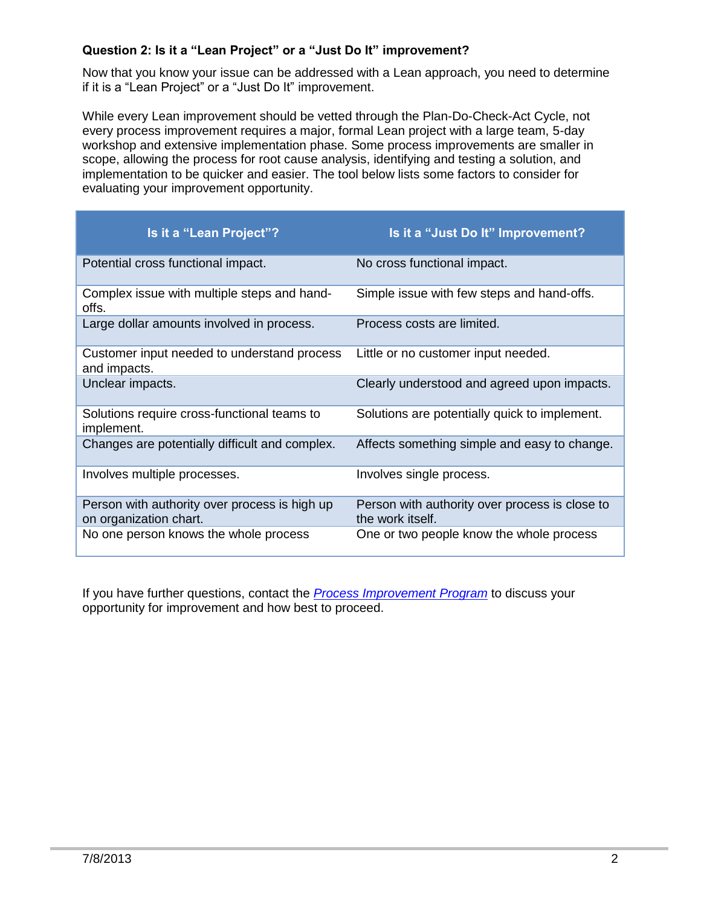**Question 2: Is it a "Lean Project" or a "Just Do It" improvement?**

Now that you know your issue can be addressed with a Lean approach, you need to determine if it is a "Lean Project" or a "Just Do It" improvement.

While every Lean improvement should be vetted through the Plan-Do-Check-Act Cycle, not every process improvement requires a major, formal Lean project with a large team, 5-day workshop and extensive implementation phase. Some process improvements are smaller in scope, allowing the process for root cause analysis, identifying and testing a solution, and implementation to be quicker and easier. The tool below lists some factors to consider for evaluating your improvement opportunity.

| Is it a "Lean Project"? | Is it a "Just Do It" Improvement? |
|---|---|
| Potential cross functional impact. | No cross functional impact. |
| Complex issue with multiple steps and hand-offs. | Simple issue with few steps and hand-offs. |
| Large dollar amounts involved in process. | Process costs are limited. |
| Customer input needed to understand process and impacts. | Little or no customer input needed. |
| Unclear impacts. | Clearly understood and agreed upon impacts. |
| Solutions require cross-functional teams to implement. | Solutions are potentially quick to implement. |
| Changes are potentially difficult and complex. | Affects something simple and easy to change. |
| Involves multiple processes. | Involves single process. |
| Person with authority over process is high up on organization chart. | Person with authority over process is close to the work itself. |
| No one person knows the whole process | One or two people know the whole process |

If you have further questions, contact the *Process Improvement Program* to discuss your opportunity for improvement and how best to proceed.